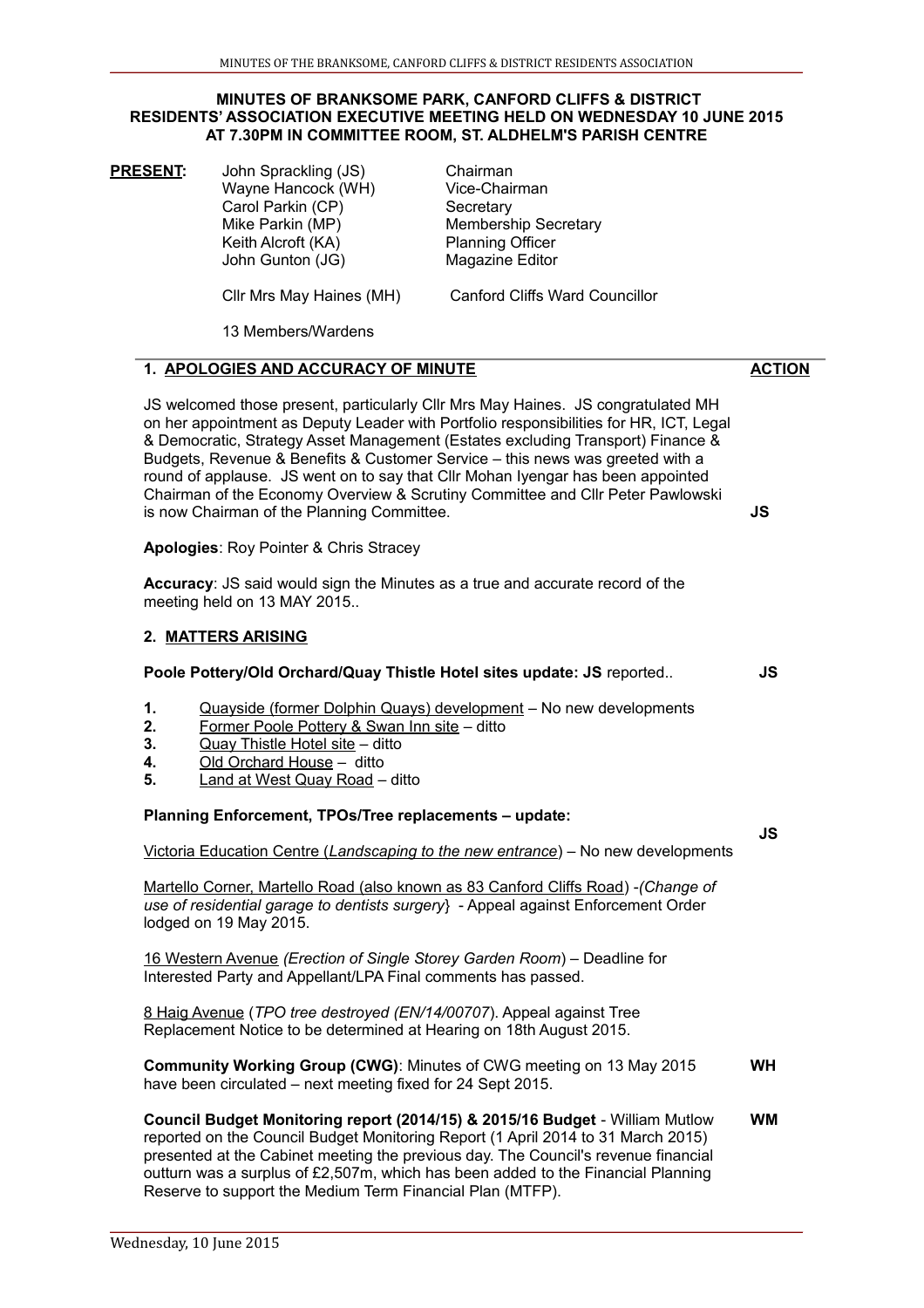**MINUTES OF BRANKSOME PARK, CANFORD CLIFFS & DISTRICT RESIDENTS' ASSOCIATION EXECUTIVE MEETING HELD ON WEDNESDAY 10 JUNE 2015 AT 7.30PM IN COMMITTEE ROOM, ST. ALDHELM'S PARISH CENTRE**

| **PRESENT:** | | |
|---|---|---|
| | John Sprackling (JS) | Chairman |
| | Wayne Hancock (WH) | Vice-Chairman |
| | Carol Parkin (CP) | Secretary |
| | Mike Parkin (MP) | Membership Secretary |
| | Keith Alcroft (KA) | Planning Officer |
| | John Gunton (JG) | Magazine Editor |
| | Cllr Mrs May Haines (MH) | Canford Cliffs Ward Councillor |
| | 13 Members/Wardens | |

## 1. APOLOGIES AND ACCURACY OF MINUTE — ACTION

JS welcomed those present, particularly Cllr Mrs May Haines. JS congratulated MH on her appointment as Deputy Leader with Portfolio responsibilities for HR, ICT, Legal & Democratic, Strategy Asset Management (Estates excluding Transport) Finance & Budgets, Revenue & Benefits & Customer Service – this news was greeted with a round of applause. JS went on to say that Cllr Mohan Iyengar has been appointed Chairman of the Economy Overview & Scrutiny Committee and Cllr Peter Pawlowski is now Chairman of the Planning Committee. **JS**

**Apologies**: Roy Pointer & Chris Stracey

**Accuracy**: JS said would sign the Minutes as a true and accurate record of the meeting held on 13 MAY 2015..

## 2. MATTERS ARISING

**Poole Pottery/Old Orchard/Quay Thistle Hotel sites update: JS** reported.. **JS**

1. Quayside (former Dolphin Quays) development – No new developments
2. Former Poole Pottery & Swan Inn site – ditto
3. Quay Thistle Hotel site – ditto
4. Old Orchard House – ditto
5. Land at West Quay Road – ditto

**Planning Enforcement, TPOs/Tree replacements – update:** **JS**

Victoria Education Centre (*Landscaping to the new entrance*) – No new developments

Martello Corner, Martello Road (also known as 83 Canford Cliffs Road) -*(Change of use of residential garage to dentists surgery*} - Appeal against Enforcement Order lodged on 19 May 2015.

16 Western Avenue *(Erection of Single Storey Garden Room*) – Deadline for Interested Party and Appellant/LPA Final comments has passed.

8 Haig Avenue (*TPO tree destroyed (EN/14/00707*). Appeal against Tree Replacement Notice to be determined at Hearing on 18th August 2015.

**Community Working Group (CWG)**: Minutes of CWG meeting on 13 May 2015 have been circulated – next meeting fixed for 24 Sept 2015. **WH**

**Council Budget Monitoring report (2014/15) & 2015/16 Budget** - William Mutlow reported on the Council Budget Monitoring Report (1 April 2014 to 31 March 2015) presented at the Cabinet meeting the previous day. The Council's revenue financial outturn was a surplus of £2,507m, which has been added to the Financial Planning Reserve to support the Medium Term Financial Plan (MTFP). **WM**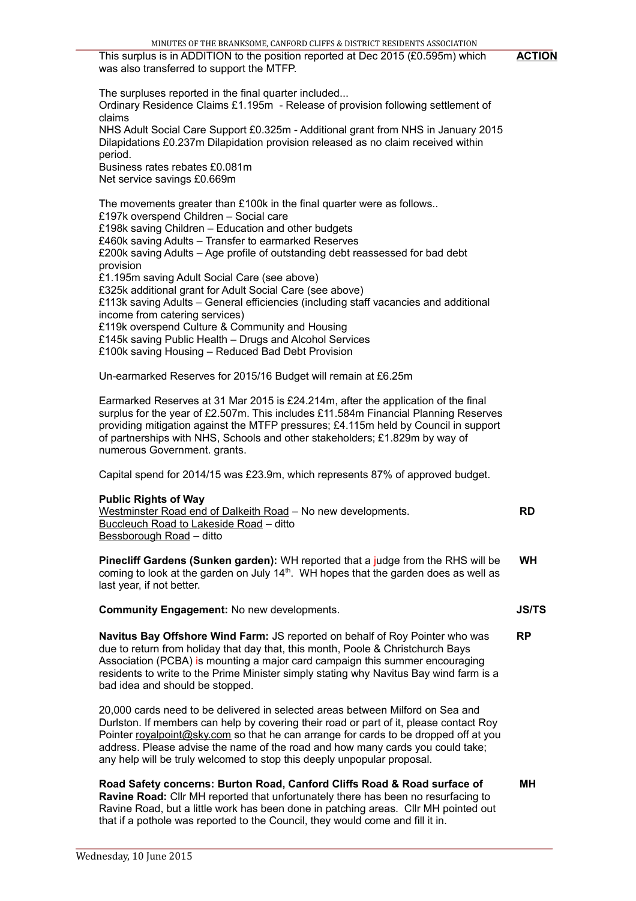This surplus is in ADDITION to the position reported at Dec 2015 (£0.595m) which was also transferred to support the MTFP. **ACTION**

The surpluses reported in the final quarter included...
Ordinary Residence Claims £1.195m - Release of provision following settlement of claims
NHS Adult Social Care Support £0.325m - Additional grant from NHS in January 2015
Dilapidations £0.237m Dilapidation provision released as no claim received within period.
Business rates rebates £0.081m
Net service savings £0.669m

The movements greater than £100k in the final quarter were as follows..
£197k overspend Children – Social care
£198k saving Children – Education and other budgets
£460k saving Adults – Transfer to earmarked Reserves
£200k saving Adults – Age profile of outstanding debt reassessed for bad debt provision
£1.195m saving Adult Social Care (see above)
£325k additional grant for Adult Social Care (see above)
£113k saving Adults – General efficiencies (including staff vacancies and additional income from catering services)
£119k overspend Culture & Community and Housing
£145k saving Public Health – Drugs and Alcohol Services
£100k saving Housing – Reduced Bad Debt Provision

Un-earmarked Reserves for 2015/16 Budget will remain at £6.25m

Earmarked Reserves at 31 Mar 2015 is £24.214m, after the application of the final surplus for the year of £2.507m. This includes £11.584m Financial Planning Reserves providing mitigation against the MTFP pressures; £4.115m held by Council in support of partnerships with NHS, Schools and other stakeholders; £1.829m by way of numerous Government. grants.

Capital spend for 2014/15 was £23.9m, which represents 87% of approved budget.

**Public Rights of Way**
Westminster Road end of Dalkeith Road – No new developments. **RD**
Buccleuch Road to Lakeside Road – ditto
Bessborough Road – ditto

**Pinecliff Gardens (Sunken garden):** WH reported that a judge from the RHS will be coming to look at the garden on July 14th. WH hopes that the garden does as well as last year, if not better. **WH**

**Community Engagement:** No new developments. **JS/TS**

**Navitus Bay Offshore Wind Farm:** JS reported on behalf of Roy Pointer who was due to return from holiday that day that, this month, Poole & Christchurch Bays Association (PCBA) is mounting a major card campaign this summer encouraging residents to write to the Prime Minister simply stating why Navitus Bay wind farm is a bad idea and should be stopped. **RP**

20,000 cards need to be delivered in selected areas between Milford on Sea and Durlston. If members can help by covering their road or part of it, please contact Roy Pointer royalpoint@sky.com so that he can arrange for cards to be dropped off at you address. Please advise the name of the road and how many cards you could take; any help will be truly welcomed to stop this deeply unpopular proposal.

**Road Safety concerns: Burton Road, Canford Cliffs Road & Road surface of Ravine Road:** Cllr MH reported that unfortunately there has been no resurfacing to Ravine Road, but a little work has been done in patching areas. Cllr MH pointed out that if a pothole was reported to the Council, they would come and fill it in. **MH**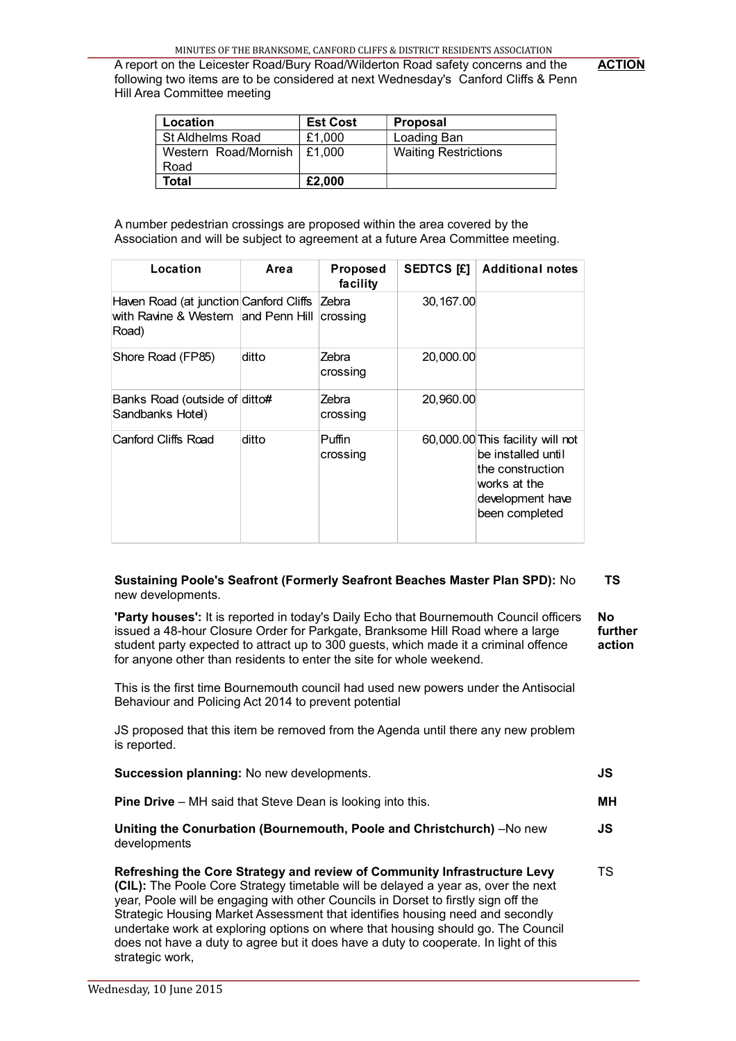A report on the Leicester Road/Bury Road/Wilderton Road safety concerns and the following two items are to be considered at next Wednesday's Canford Cliffs & Penn Hill Area Committee meeting

**ACTION**

| Location | Est Cost | Proposal |
|---|---|---|
| St Aldhelms Road | £1,000 | Loading Ban |
| Western Road/Mornish Road | £1,000 | Waiting Restrictions |
| **Total** | **£2,000** | |

A number pedestrian crossings are proposed within the area covered by the Association and will be subject to agreement at a future Area Committee meeting.

| Location | Area | Proposed facility | SEDTCS [£] | Additional notes |
|---|---|---|---|---|
| Haven Road (at junction with Ravine & Western Road) | Canford Cliffs and Penn Hill | Zebra crossing | 30,167.00 | |
| Shore Road (FP85) | ditto | Zebra crossing | 20,000.00 | |
| Banks Road (outside of Sandbanks Hotel) | ditto# | Zebra crossing | 20,960.00 | |
| Canford Cliffs Road | ditto | Puffin crossing | 60,000.00 | This facility will not be installed until the construction works at the development have been completed |

**Sustaining Poole's Seafront (Formerly Seafront Beaches Master Plan SPD):** No new developments. **TS**

**'Party houses':** It is reported in today's Daily Echo that Bournemouth Council officers issued a 48-hour Closure Order for Parkgate, Branksome Hill Road where a large student party expected to attract up to 300 guests, which made it a criminal offence for anyone other than residents to enter the site for whole weekend. **No further action**

This is the first time Bournemouth council had used new powers under the Antisocial Behaviour and Policing Act 2014 to prevent potential

JS proposed that this item be removed from the Agenda until there any new problem is reported.

**Succession planning:** No new developments. **JS**

**Pine Drive** – MH said that Steve Dean is looking into this. **MH**

**Uniting the Conurbation (Bournemouth, Poole and Christchurch)** –No new developments **JS**

**Refreshing the Core Strategy and review of Community Infrastructure Levy (CIL):** The Poole Core Strategy timetable will be delayed a year as, over the next year, Poole will be engaging with other Councils in Dorset to firstly sign off the Strategic Housing Market Assessment that identifies housing need and secondly undertake work at exploring options on where that housing should go. The Council does not have a duty to agree but it does have a duty to cooperate. In light of this strategic work, TS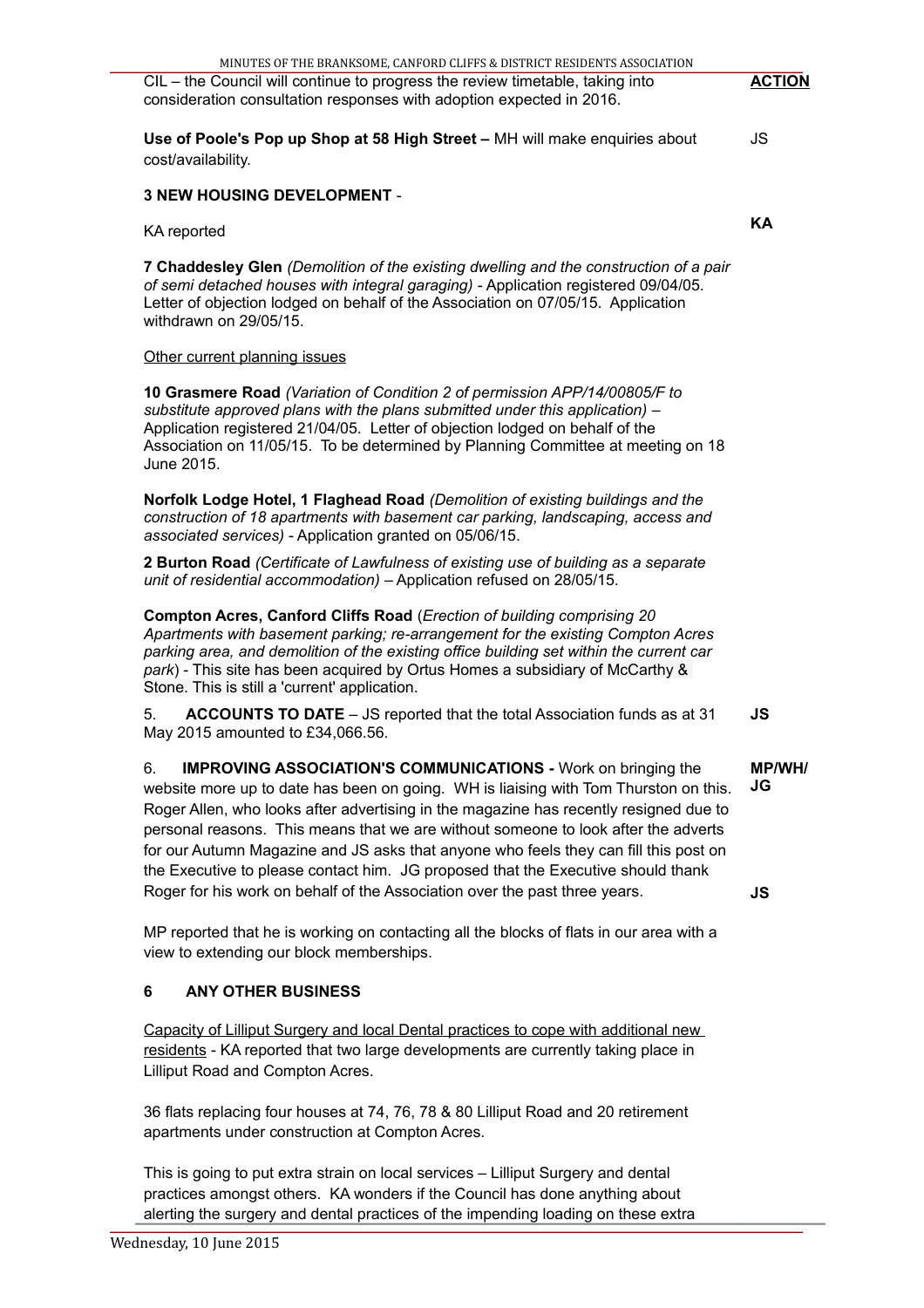CIL – the Council will continue to progress the review timetable, taking into consideration consultation responses with adoption expected in 2016. **ACTION**

**Use of Poole's Pop up Shop at 58 High Street –** MH will make enquiries about cost/availability. JS

**3 NEW HOUSING DEVELOPMENT** -

KA reported **KA**

**7 Chaddesley Glen** *(Demolition of the existing dwelling and the construction of a pair of semi detached houses with integral garaging)* - Application registered 09/04/05. Letter of objection lodged on behalf of the Association on 07/05/15. Application withdrawn on 29/05/15.

Other current planning issues

**10 Grasmere Road** *(Variation of Condition 2 of permission APP/14/00805/F to substitute approved plans with the plans submitted under this application)* – Application registered 21/04/05. Letter of objection lodged on behalf of the Association on 11/05/15. To be determined by Planning Committee at meeting on 18 June 2015.

**Norfolk Lodge Hotel, 1 Flaghead Road** *(Demolition of existing buildings and the construction of 18 apartments with basement car parking, landscaping, access and associated services)* - Application granted on 05/06/15.

**2 Burton Road** *(Certificate of Lawfulness of existing use of building as a separate unit of residential accommodation)* – Application refused on 28/05/15.

**Compton Acres, Canford Cliffs Road** (*Erection of building comprising 20 Apartments with basement parking; re-arrangement for the existing Compton Acres parking area, and demolition of the existing office building set within the current car park*) - This site has been acquired by Ortus Homes a subsidiary of McCarthy & Stone. This is still a 'current' application.

5. **ACCOUNTS TO DATE** – JS reported that the total Association funds as at 31 May 2015 amounted to £34,066.56. **JS**

6. **IMPROVING ASSOCIATION'S COMMUNICATIONS -** Work on bringing the website more up to date has been on going. WH is liaising with Tom Thurston on this. Roger Allen, who looks after advertising in the magazine has recently resigned due to personal reasons. This means that we are without someone to look after the adverts for our Autumn Magazine and JS asks that anyone who feels they can fill this post on the Executive to please contact him. JG proposed that the Executive should thank Roger for his work on behalf of the Association over the past three years. **MP/WH/JG**

**JS**

MP reported that he is working on contacting all the blocks of flats in our area with a view to extending our block memberships.

**6 ANY OTHER BUSINESS**

Capacity of Lilliput Surgery and local Dental practices to cope with additional new residents - KA reported that two large developments are currently taking place in Lilliput Road and Compton Acres.

36 flats replacing four houses at 74, 76, 78 & 80 Lilliput Road and 20 retirement apartments under construction at Compton Acres.

This is going to put extra strain on local services – Lilliput Surgery and dental practices amongst others. KA wonders if the Council has done anything about alerting the surgery and dental practices of the impending loading on these extra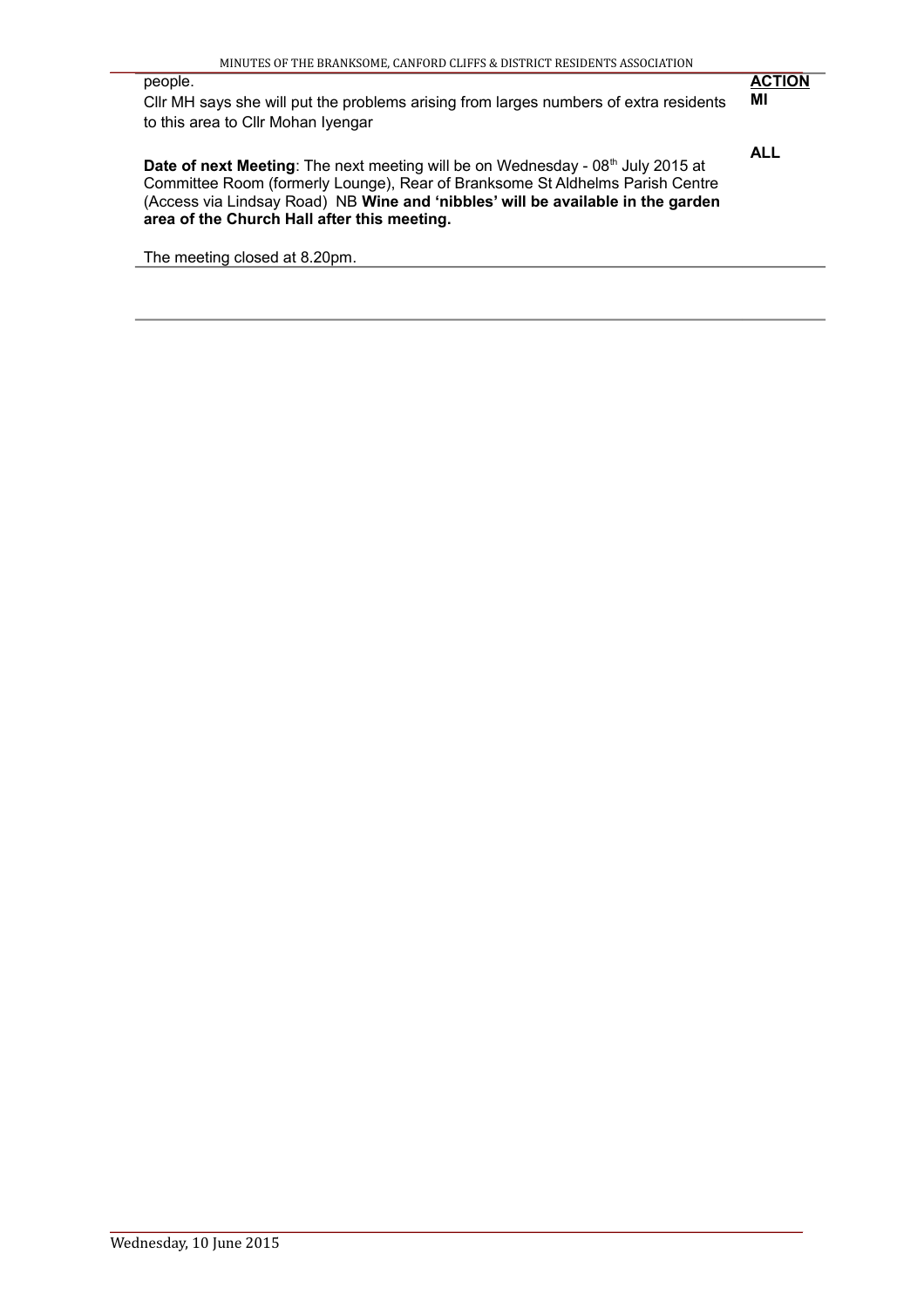| | ACTION |
|---|---|
| people.<br>Cllr MH says she will put the problems arising from larges numbers of extra residents to this area to Cllr Mohan Iyengar | MI |
| **Date of next Meeting**: The next meeting will be on Wednesday - 08th July 2015 at Committee Room (formerly Lounge), Rear of Branksome St Aldhelms Parish Centre (Access via Lindsay Road) NB **Wine and 'nibbles' will be available in the garden area of the Church Hall after this meeting.** | ALL |
| The meeting closed at 8.20pm. | |